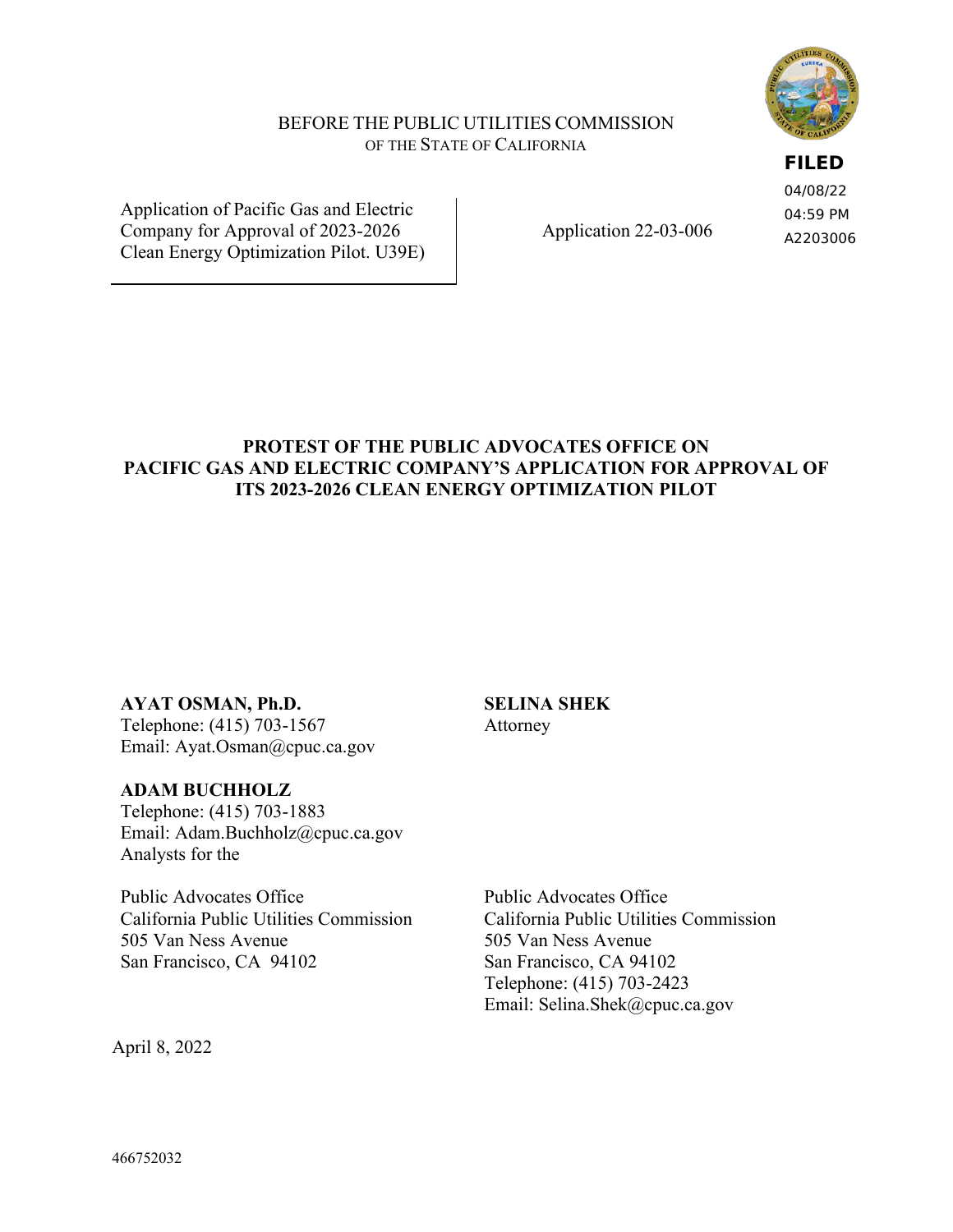BEFORE THE PUBLIC UTILITIES COMMISSION
OF THE STATE OF CALIFORNIA

**FILED**
04/08/22
04:59 PM
A2203006

| | |
|---|---|
| Application of Pacific Gas and Electric Company for Approval of 2023-2026 Clean Energy Optimization Pilot. U39E) | Application 22-03-006 |

**PROTEST OF THE PUBLIC ADVOCATES OFFICE ON PACIFIC GAS AND ELECTRIC COMPANY'S APPLICATION FOR APPROVAL OF ITS 2023-2026 CLEAN ENERGY OPTIMIZATION PILOT**

**AYAT OSMAN, Ph.D.**
Telephone: (415) 703-1567
Email: Ayat.Osman@cpuc.ca.gov

**ADAM BUCHHOLZ**
Telephone: (415) 703-1883
Email: Adam.Buchholz@cpuc.ca.gov
Analysts for the

Public Advocates Office
California Public Utilities Commission
505 Van Ness Avenue
San Francisco, CA 94102

**SELINA SHEK**
Attorney

Public Advocates Office
California Public Utilities Commission
505 Van Ness Avenue
San Francisco, CA 94102
Telephone: (415) 703-2423
Email: Selina.Shek@cpuc.ca.gov

April 8, 2022

466752032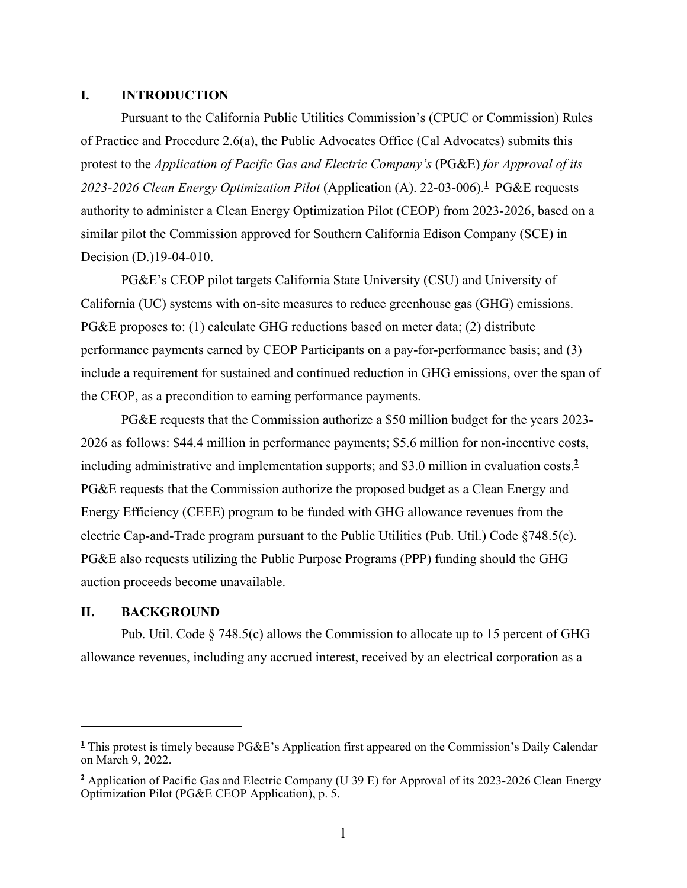## I. INTRODUCTION

Pursuant to the California Public Utilities Commission's (CPUC or Commission) Rules of Practice and Procedure 2.6(a), the Public Advocates Office (Cal Advocates) submits this protest to the *Application of Pacific Gas and Electric Company's* (PG&E) *for Approval of its 2023-2026 Clean Energy Optimization Pilot* (Application (A). 22-03-006).[1] PG&E requests authority to administer a Clean Energy Optimization Pilot (CEOP) from 2023-2026, based on a similar pilot the Commission approved for Southern California Edison Company (SCE) in Decision (D.)19-04-010.

PG&E's CEOP pilot targets California State University (CSU) and University of California (UC) systems with on-site measures to reduce greenhouse gas (GHG) emissions. PG&E proposes to: (1) calculate GHG reductions based on meter data; (2) distribute performance payments earned by CEOP Participants on a pay-for-performance basis; and (3) include a requirement for sustained and continued reduction in GHG emissions, over the span of the CEOP, as a precondition to earning performance payments.

PG&E requests that the Commission authorize a $50 million budget for the years 2023-2026 as follows: $44.4 million in performance payments; $5.6 million for non-incentive costs, including administrative and implementation supports; and $3.0 million in evaluation costs.[2] PG&E requests that the Commission authorize the proposed budget as a Clean Energy and Energy Efficiency (CEEE) program to be funded with GHG allowance revenues from the electric Cap-and-Trade program pursuant to the Public Utilities (Pub. Util.) Code §748.5(c). PG&E also requests utilizing the Public Purpose Programs (PPP) funding should the GHG auction proceeds become unavailable.

## II. BACKGROUND

Pub. Util. Code § 748.5(c) allows the Commission to allocate up to 15 percent of GHG allowance revenues, including any accrued interest, received by an electrical corporation as a

---

[1] This protest is timely because PG&E's Application first appeared on the Commission's Daily Calendar on March 9, 2022.

[2] Application of Pacific Gas and Electric Company (U 39 E) for Approval of its 2023-2026 Clean Energy Optimization Pilot (PG&E CEOP Application), p. 5.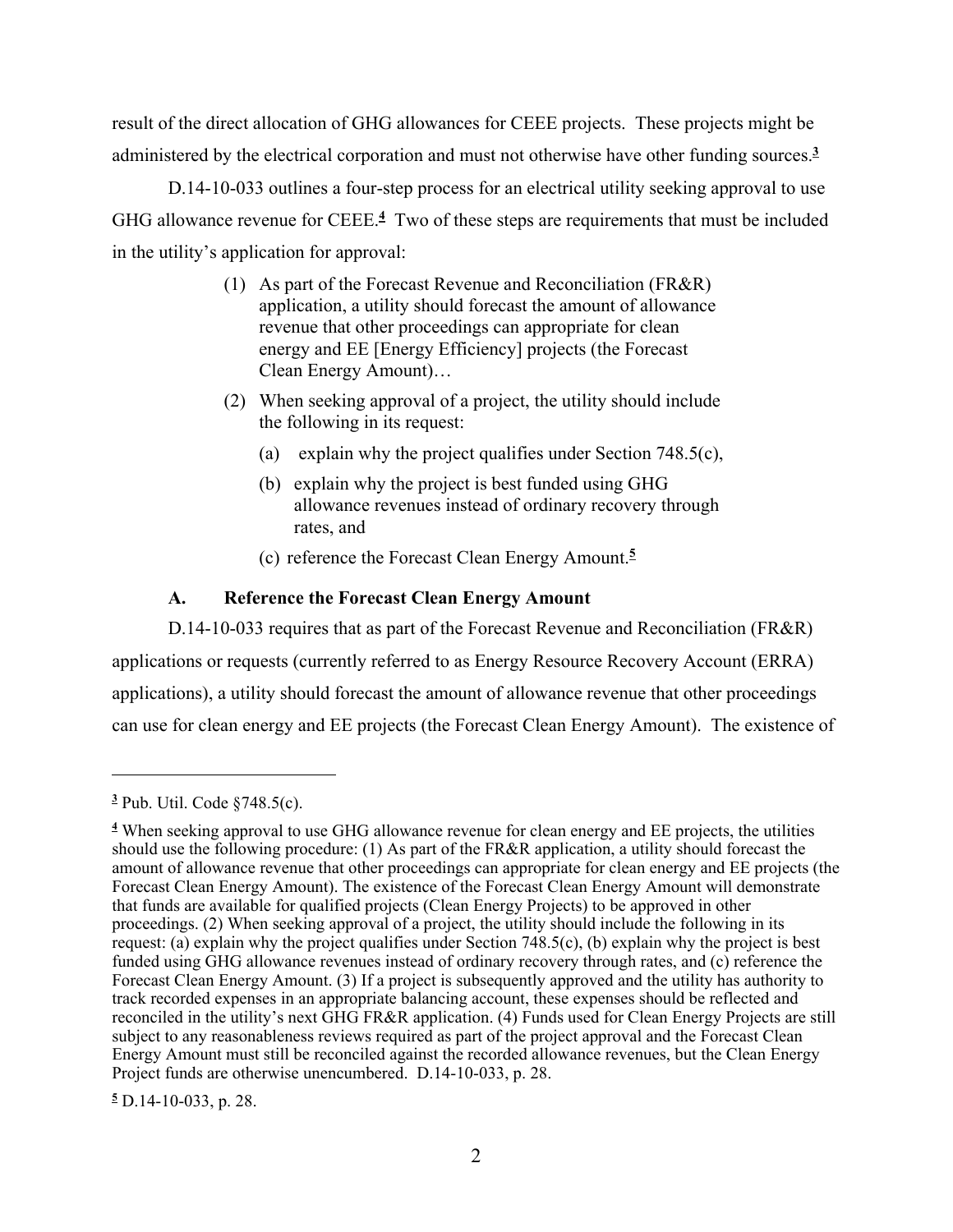result of the direct allocation of GHG allowances for CEEE projects. These projects might be administered by the electrical corporation and must not otherwise have other funding sources.[3]

D.14-10-033 outlines a four-step process for an electrical utility seeking approval to use GHG allowance revenue for CEEE.[4] Two of these steps are requirements that must be included in the utility's application for approval:

> (1) As part of the Forecast Revenue and Reconciliation (FR&R) application, a utility should forecast the amount of allowance revenue that other proceedings can appropriate for clean energy and EE [Energy Efficiency] projects (the Forecast Clean Energy Amount)…
>
> (2) When seeking approval of a project, the utility should include the following in its request:
>
> (a) explain why the project qualifies under Section 748.5(c),
>
> (b) explain why the project is best funded using GHG allowance revenues instead of ordinary recovery through rates, and
>
> (c) reference the Forecast Clean Energy Amount.[5]

### A. Reference the Forecast Clean Energy Amount

D.14-10-033 requires that as part of the Forecast Revenue and Reconciliation (FR&R) applications or requests (currently referred to as Energy Resource Recovery Account (ERRA) applications), a utility should forecast the amount of allowance revenue that other proceedings can use for clean energy and EE projects (the Forecast Clean Energy Amount). The existence of

---

[3] Pub. Util. Code §748.5(c).

[4] When seeking approval to use GHG allowance revenue for clean energy and EE projects, the utilities should use the following procedure: (1) As part of the FR&R application, a utility should forecast the amount of allowance revenue that other proceedings can appropriate for clean energy and EE projects (the Forecast Clean Energy Amount). The existence of the Forecast Clean Energy Amount will demonstrate that funds are available for qualified projects (Clean Energy Projects) to be approved in other proceedings. (2) When seeking approval of a project, the utility should include the following in its request: (a) explain why the project qualifies under Section 748.5(c), (b) explain why the project is best funded using GHG allowance revenues instead of ordinary recovery through rates, and (c) reference the Forecast Clean Energy Amount. (3) If a project is subsequently approved and the utility has authority to track recorded expenses in an appropriate balancing account, these expenses should be reflected and reconciled in the utility's next GHG FR&R application. (4) Funds used for Clean Energy Projects are still subject to any reasonableness reviews required as part of the project approval and the Forecast Clean Energy Amount must still be reconciled against the recorded allowance revenues, but the Clean Energy Project funds are otherwise unencumbered. D.14-10-033, p. 28.

[5] D.14-10-033, p. 28.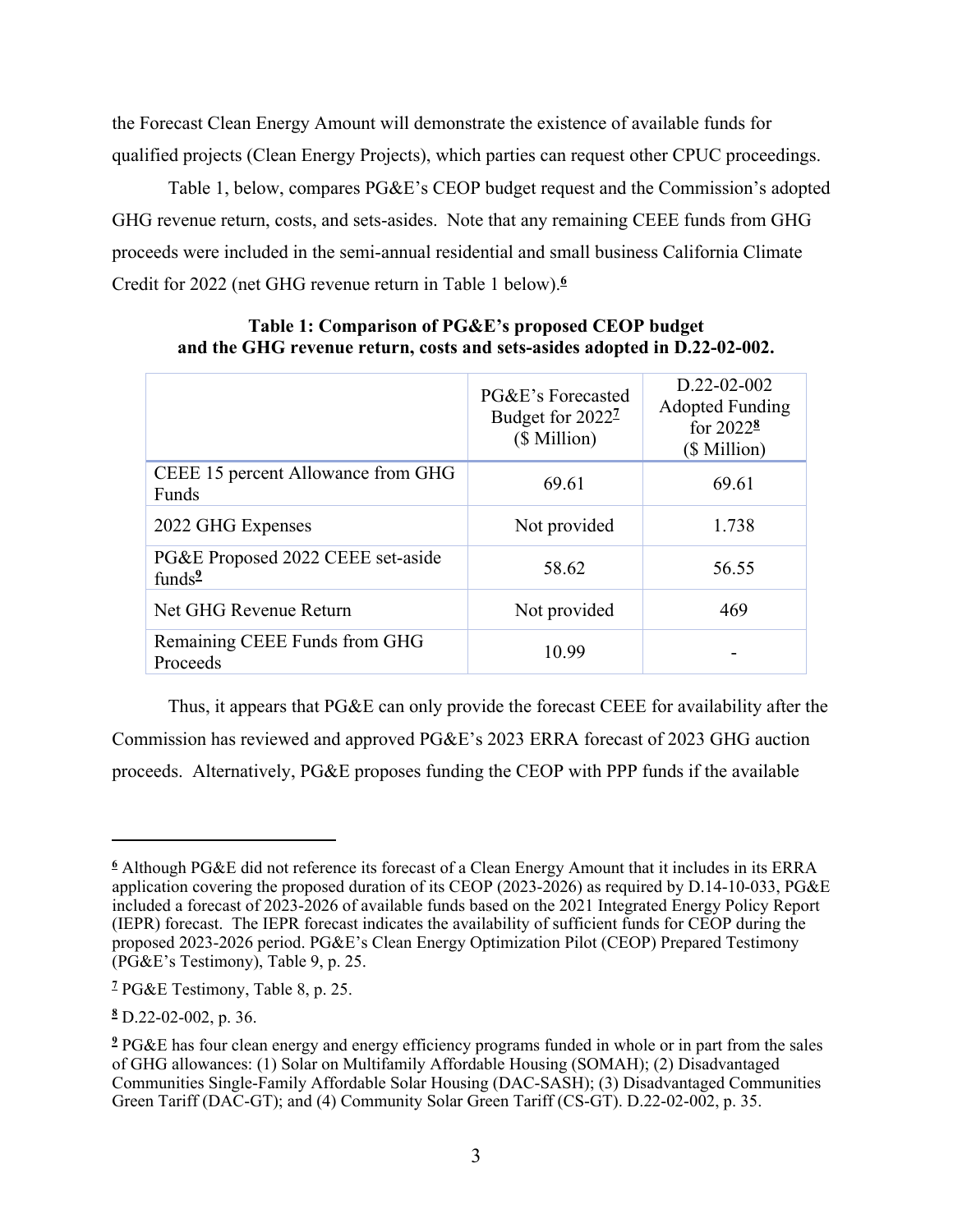the Forecast Clean Energy Amount will demonstrate the existence of available funds for qualified projects (Clean Energy Projects), which parties can request other CPUC proceedings.

Table 1, below, compares PG&E's CEOP budget request and the Commission's adopted GHG revenue return, costs, and sets-asides. Note that any remaining CEEE funds from GHG proceeds were included in the semi-annual residential and small business California Climate Credit for 2022 (net GHG revenue return in Table 1 below).[6]

**Table 1: Comparison of PG&E's proposed CEOP budget and the GHG revenue return, costs and sets-asides adopted in D.22-02-002.**

| | PG&E's Forecasted Budget for 2022[7] ($ Million) | D.22-02-002 Adopted Funding for 2022[8] ($ Million) |
|---|---|---|
| CEEE 15 percent Allowance from GHG Funds | 69.61 | 69.61 |
| 2022 GHG Expenses | Not provided | 1.738 |
| PG&E Proposed 2022 CEEE set-aside funds[9] | 58.62 | 56.55 |
| Net GHG Revenue Return | Not provided | 469 |
| Remaining CEEE Funds from GHG Proceeds | 10.99 | - |

Thus, it appears that PG&E can only provide the forecast CEEE for availability after the Commission has reviewed and approved PG&E's 2023 ERRA forecast of 2023 GHG auction proceeds. Alternatively, PG&E proposes funding the CEOP with PPP funds if the available

---

[6] Although PG&E did not reference its forecast of a Clean Energy Amount that it includes in its ERRA application covering the proposed duration of its CEOP (2023-2026) as required by D.14-10-033, PG&E included a forecast of 2023-2026 of available funds based on the 2021 Integrated Energy Policy Report (IEPR) forecast. The IEPR forecast indicates the availability of sufficient funds for CEOP during the proposed 2023-2026 period. PG&E's Clean Energy Optimization Pilot (CEOP) Prepared Testimony (PG&E's Testimony), Table 9, p. 25.

[7] PG&E Testimony, Table 8, p. 25.

[8] D.22-02-002, p. 36.

[9] PG&E has four clean energy and energy efficiency programs funded in whole or in part from the sales of GHG allowances: (1) Solar on Multifamily Affordable Housing (SOMAH); (2) Disadvantaged Communities Single-Family Affordable Solar Housing (DAC-SASH); (3) Disadvantaged Communities Green Tariff (DAC-GT); and (4) Community Solar Green Tariff (CS-GT). D.22-02-002, p. 35.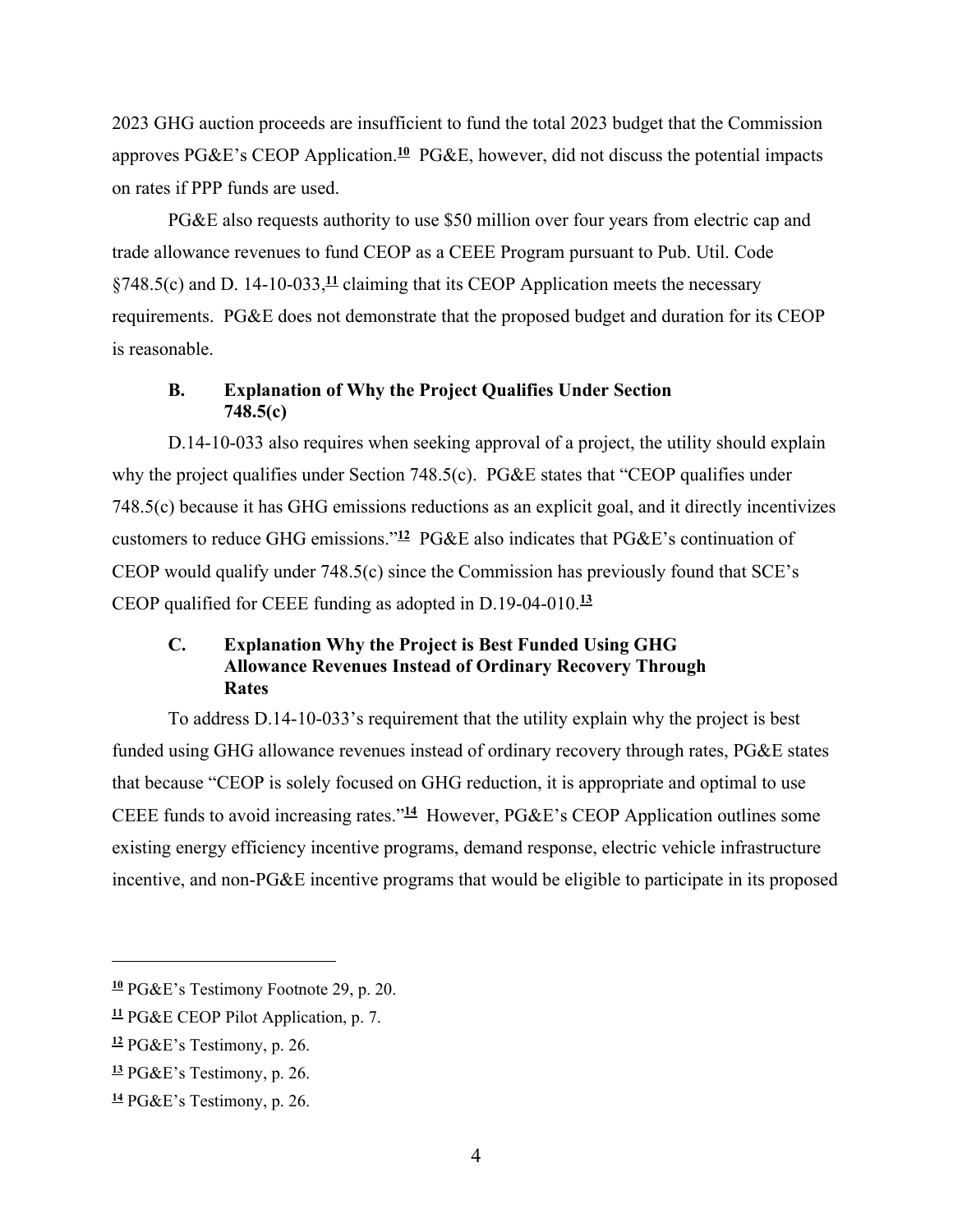2023 GHG auction proceeds are insufficient to fund the total 2023 budget that the Commission approves PG&E's CEOP Application.[10] PG&E, however, did not discuss the potential impacts on rates if PPP funds are used.

PG&E also requests authority to use $50 million over four years from electric cap and trade allowance revenues to fund CEOP as a CEEE Program pursuant to Pub. Util. Code §748.5(c) and D. 14-10-033,[11] claiming that its CEOP Application meets the necessary requirements. PG&E does not demonstrate that the proposed budget and duration for its CEOP is reasonable.

### B. Explanation of Why the Project Qualifies Under Section 748.5(c)

D.14-10-033 also requires when seeking approval of a project, the utility should explain why the project qualifies under Section 748.5(c). PG&E states that "CEOP qualifies under 748.5(c) because it has GHG emissions reductions as an explicit goal, and it directly incentivizes customers to reduce GHG emissions."[12] PG&E also indicates that PG&E's continuation of CEOP would qualify under 748.5(c) since the Commission has previously found that SCE's CEOP qualified for CEEE funding as adopted in D.19-04-010.[13]

### C. Explanation Why the Project is Best Funded Using GHG Allowance Revenues Instead of Ordinary Recovery Through Rates

To address D.14-10-033's requirement that the utility explain why the project is best funded using GHG allowance revenues instead of ordinary recovery through rates, PG&E states that because "CEOP is solely focused on GHG reduction, it is appropriate and optimal to use CEEE funds to avoid increasing rates."[14] However, PG&E's CEOP Application outlines some existing energy efficiency incentive programs, demand response, electric vehicle infrastructure incentive, and non-PG&E incentive programs that would be eligible to participate in its proposed

---

[10] PG&E's Testimony Footnote 29, p. 20.

[11] PG&E CEOP Pilot Application, p. 7.

[12] PG&E's Testimony, p. 26.

[13] PG&E's Testimony, p. 26.

[14] PG&E's Testimony, p. 26.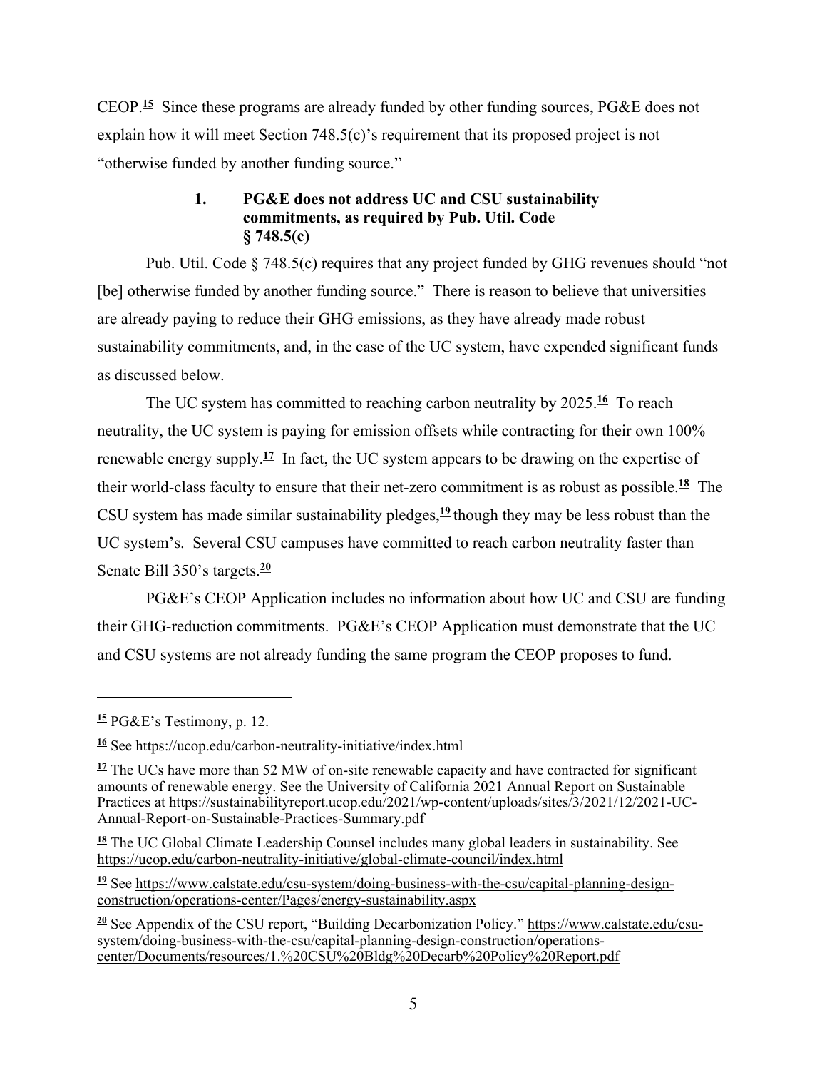CEOP.[15] Since these programs are already funded by other funding sources, PG&E does not explain how it will meet Section 748.5(c)'s requirement that its proposed project is not "otherwise funded by another funding source."

### 1. PG&E does not address UC and CSU sustainability commitments, as required by Pub. Util. Code § 748.5(c)

Pub. Util. Code § 748.5(c) requires that any project funded by GHG revenues should "not [be] otherwise funded by another funding source." There is reason to believe that universities are already paying to reduce their GHG emissions, as they have already made robust sustainability commitments, and, in the case of the UC system, have expended significant funds as discussed below.

The UC system has committed to reaching carbon neutrality by 2025.[16] To reach neutrality, the UC system is paying for emission offsets while contracting for their own 100% renewable energy supply.[17] In fact, the UC system appears to be drawing on the expertise of their world-class faculty to ensure that their net-zero commitment is as robust as possible.[18] The CSU system has made similar sustainability pledges,[19] though they may be less robust than the UC system's. Several CSU campuses have committed to reach carbon neutrality faster than Senate Bill 350's targets.[20]

PG&E's CEOP Application includes no information about how UC and CSU are funding their GHG-reduction commitments. PG&E's CEOP Application must demonstrate that the UC and CSU systems are not already funding the same program the CEOP proposes to fund.

---

[15] PG&E's Testimony, p. 12.

[16] See https://ucop.edu/carbon-neutrality-initiative/index.html

[17] The UCs have more than 52 MW of on-site renewable capacity and have contracted for significant amounts of renewable energy. See the University of California 2021 Annual Report on Sustainable Practices at https://sustainabilityreport.ucop.edu/2021/wp-content/uploads/sites/3/2021/12/2021-UC-Annual-Report-on-Sustainable-Practices-Summary.pdf

[18] The UC Global Climate Leadership Counsel includes many global leaders in sustainability. See https://ucop.edu/carbon-neutrality-initiative/global-climate-council/index.html

[19] See https://www.calstate.edu/csu-system/doing-business-with-the-csu/capital-planning-design-construction/operations-center/Pages/energy-sustainability.aspx

[20] See Appendix of the CSU report, "Building Decarbonization Policy." https://www.calstate.edu/csu-system/doing-business-with-the-csu/capital-planning-design-construction/operations-center/Documents/resources/1.%20CSU%20Bldg%20Decarb%20Policy%20Report.pdf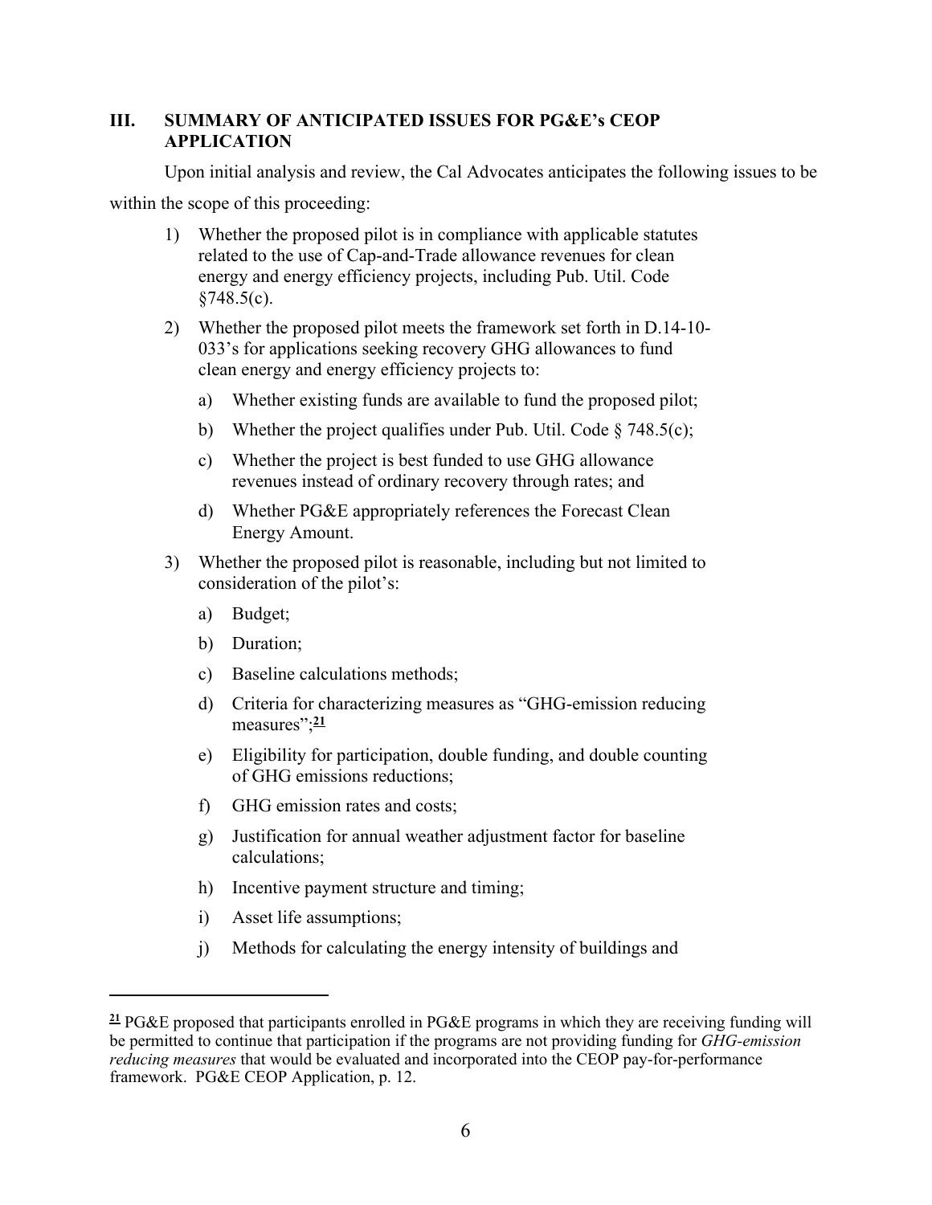## III. SUMMARY OF ANTICIPATED ISSUES FOR PG&E's CEOP APPLICATION

Upon initial analysis and review, the Cal Advocates anticipates the following issues to be within the scope of this proceeding:

1) Whether the proposed pilot is in compliance with applicable statutes related to the use of Cap-and-Trade allowance revenues for clean energy and energy efficiency projects, including Pub. Util. Code §748.5(c).

2) Whether the proposed pilot meets the framework set forth in D.14-10-033's for applications seeking recovery GHG allowances to fund clean energy and energy efficiency projects to:

   a) Whether existing funds are available to fund the proposed pilot;

   b) Whether the project qualifies under Pub. Util. Code § 748.5(c);

   c) Whether the project is best funded to use GHG allowance revenues instead of ordinary recovery through rates; and

   d) Whether PG&E appropriately references the Forecast Clean Energy Amount.

3) Whether the proposed pilot is reasonable, including but not limited to consideration of the pilot's:

   a) Budget;

   b) Duration;

   c) Baseline calculations methods;

   d) Criteria for characterizing measures as "GHG-emission reducing measures";[21]

   e) Eligibility for participation, double funding, and double counting of GHG emissions reductions;

   f) GHG emission rates and costs;

   g) Justification for annual weather adjustment factor for baseline calculations;

   h) Incentive payment structure and timing;

   i) Asset life assumptions;

   j) Methods for calculating the energy intensity of buildings and

---

[21] PG&E proposed that participants enrolled in PG&E programs in which they are receiving funding will be permitted to continue that participation if the programs are not providing funding for *GHG-emission reducing measures* that would be evaluated and incorporated into the CEOP pay-for-performance framework. PG&E CEOP Application, p. 12.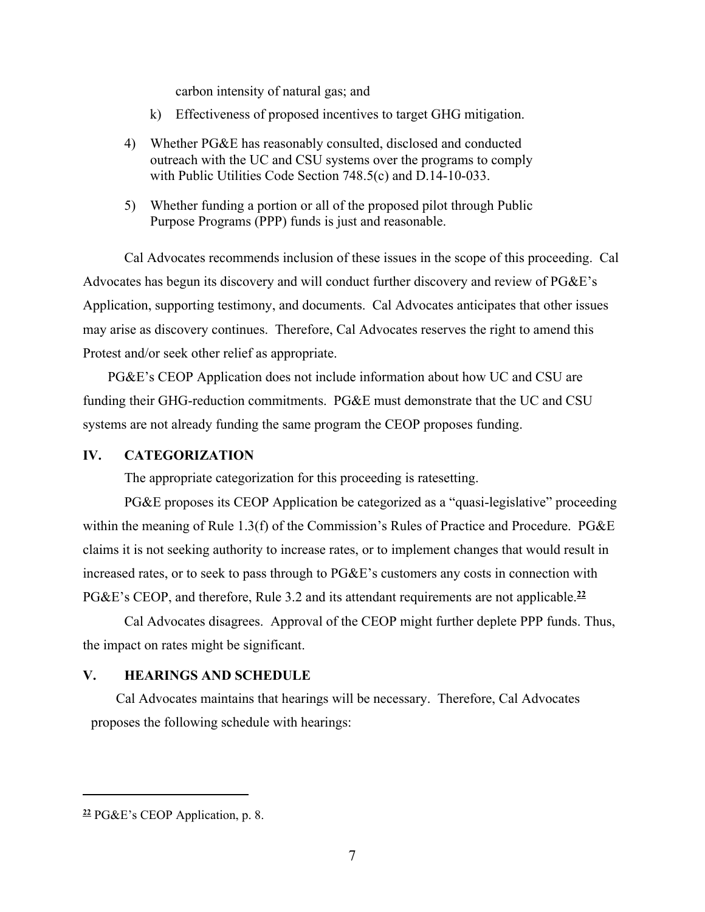carbon intensity of natural gas; and

k) Effectiveness of proposed incentives to target GHG mitigation.

4) Whether PG&E has reasonably consulted, disclosed and conducted outreach with the UC and CSU systems over the programs to comply with Public Utilities Code Section 748.5(c) and D.14-10-033.

5) Whether funding a portion or all of the proposed pilot through Public Purpose Programs (PPP) funds is just and reasonable.

Cal Advocates recommends inclusion of these issues in the scope of this proceeding. Cal Advocates has begun its discovery and will conduct further discovery and review of PG&E's Application, supporting testimony, and documents. Cal Advocates anticipates that other issues may arise as discovery continues. Therefore, Cal Advocates reserves the right to amend this Protest and/or seek other relief as appropriate.

PG&E's CEOP Application does not include information about how UC and CSU are funding their GHG-reduction commitments. PG&E must demonstrate that the UC and CSU systems are not already funding the same program the CEOP proposes funding.

## IV. CATEGORIZATION

The appropriate categorization for this proceeding is ratesetting.

PG&E proposes its CEOP Application be categorized as a "quasi-legislative" proceeding within the meaning of Rule 1.3(f) of the Commission's Rules of Practice and Procedure. PG&E claims it is not seeking authority to increase rates, or to implement changes that would result in increased rates, or to seek to pass through to PG&E's customers any costs in connection with PG&E's CEOP, and therefore, Rule 3.2 and its attendant requirements are not applicable.[22]

Cal Advocates disagrees. Approval of the CEOP might further deplete PPP funds. Thus, the impact on rates might be significant.

## V. HEARINGS AND SCHEDULE

Cal Advocates maintains that hearings will be necessary. Therefore, Cal Advocates proposes the following schedule with hearings:

---

[22] PG&E's CEOP Application, p. 8.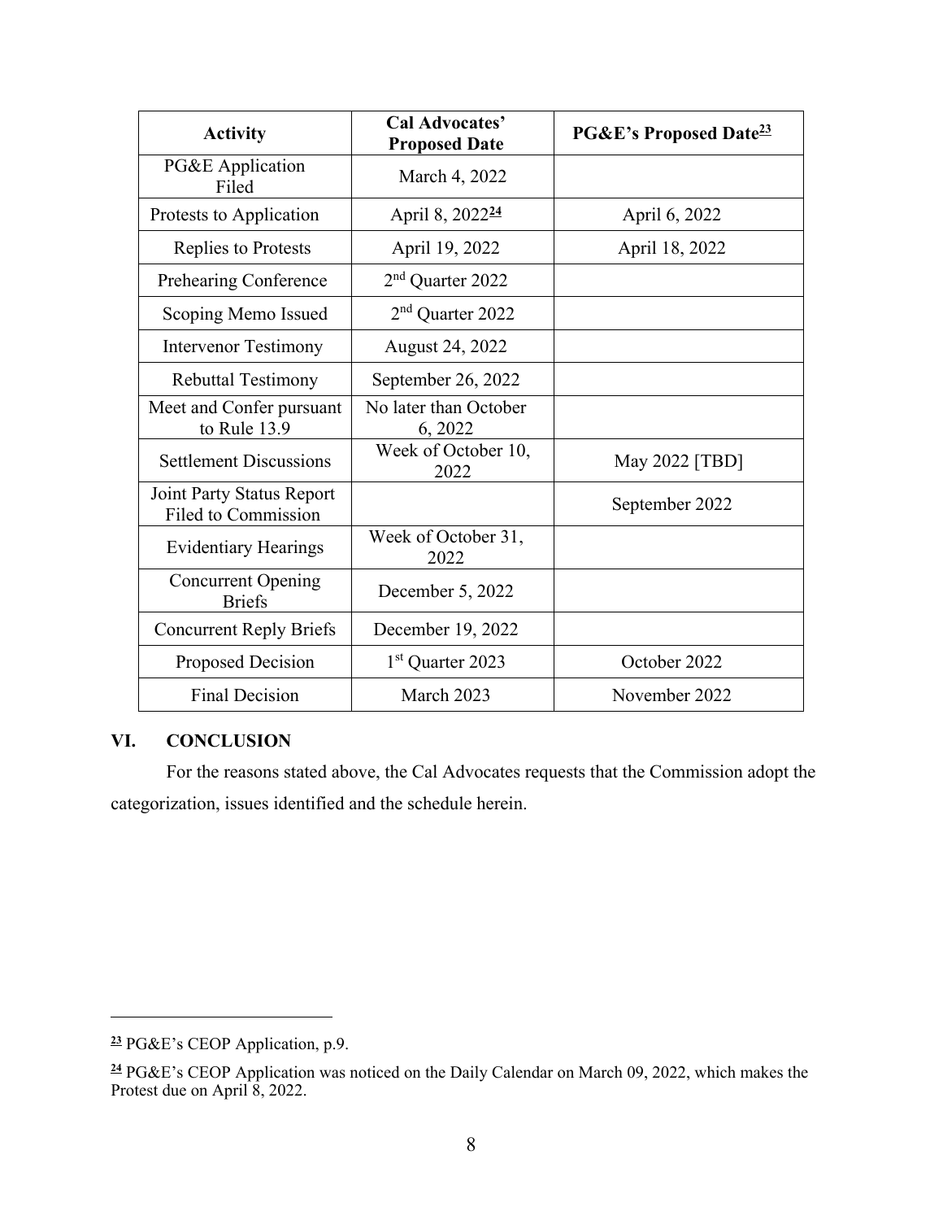| Activity | Cal Advocates' Proposed Date | PG&E's Proposed Date[23] |
| --- | --- | --- |
| PG&E Application Filed | March 4, 2022 | |
| Protests to Application | April 8, 2022[24] | April 6, 2022 |
| Replies to Protests | April 19, 2022 | April 18, 2022 |
| Prehearing Conference | 2nd Quarter 2022 | |
| Scoping Memo Issued | 2nd Quarter 2022 | |
| Intervenor Testimony | August 24, 2022 | |
| Rebuttal Testimony | September 26, 2022 | |
| Meet and Confer pursuant to Rule 13.9 | No later than October 6, 2022 | |
| Settlement Discussions | Week of October 10, 2022 | May 2022 [TBD] |
| Joint Party Status Report Filed to Commission | | September 2022 |
| Evidentiary Hearings | Week of October 31, 2022 | |
| Concurrent Opening Briefs | December 5, 2022 | |
| Concurrent Reply Briefs | December 19, 2022 | |
| Proposed Decision | 1st Quarter 2023 | October 2022 |
| Final Decision | March 2023 | November 2022 |

## VI. CONCLUSION

For the reasons stated above, the Cal Advocates requests that the Commission adopt the categorization, issues identified and the schedule herein.

---

[23] PG&E's CEOP Application, p.9.

[24] PG&E's CEOP Application was noticed on the Daily Calendar on March 09, 2022, which makes the Protest due on April 8, 2022.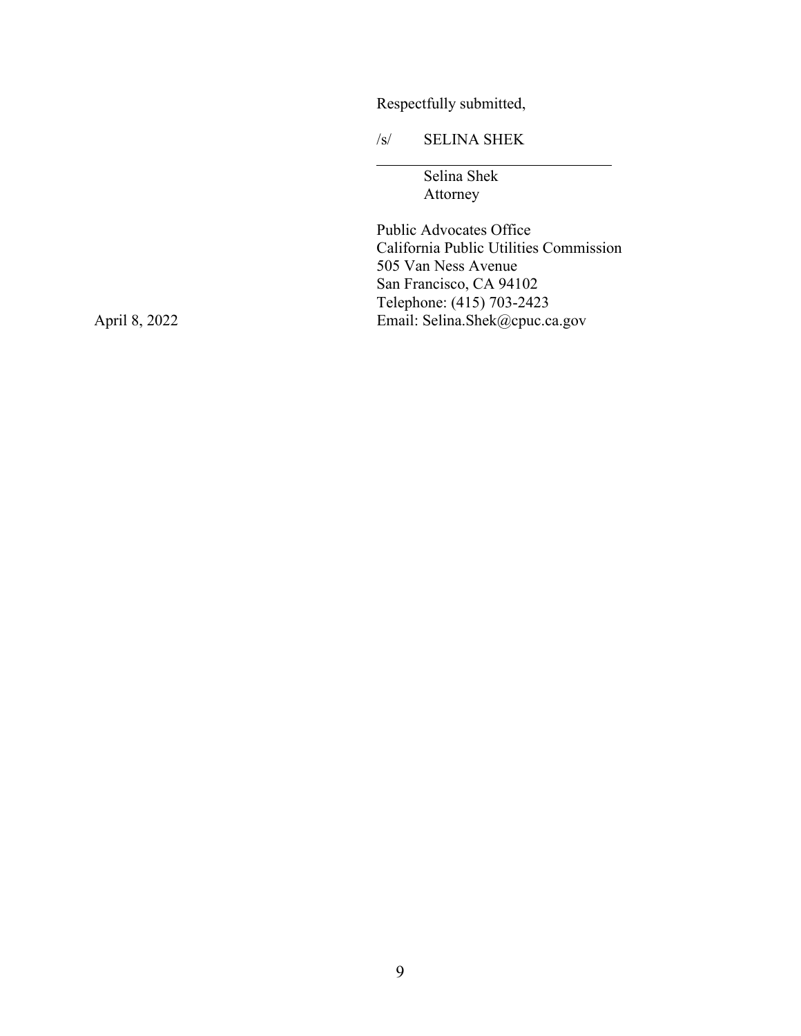Respectfully submitted,

/s/ SELINA SHEK

Selina Shek
Attorney

Public Advocates Office
California Public Utilities Commission
505 Van Ness Avenue
San Francisco, CA 94102
Telephone: (415) 703-2423
Email: Selina.Shek@cpuc.ca.gov

April 8, 2022